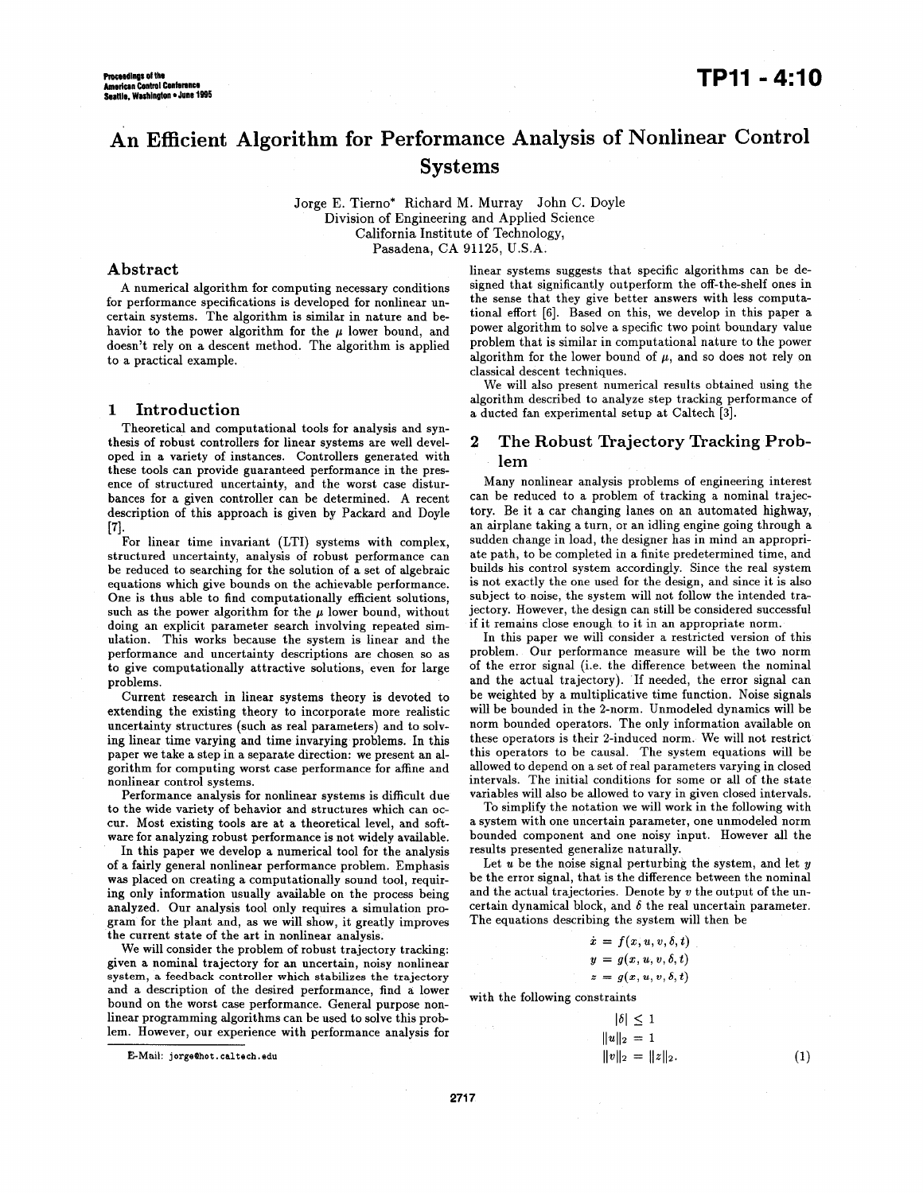# An Efficient Algorithm for Performance Analysis of Nonlinear Control Systems

Jorge E. Tierno* Richard M. Murray John C. Doyle
Division of Engineering and Applied Science
California Institute of Technology,
Pasadena, CA 91125, U.S.A.

## Abstract

A numerical algorithm for computing necessary conditions for performance specifications is developed for nonlinear uncertain systems. The algorithm is similar in nature and behavior to the power algorithm for the $\mu$ lower bound, and doesn't rely on a descent method. The algorithm is applied to a practical example.

## 1 Introduction

Theoretical and computational tools for analysis and synthesis of robust controllers for linear systems are well developed in a variety of instances. Controllers generated with these tools can provide guaranteed performance in the presence of structured uncertainty, and the worst case disturbances for a given controller can be determined. A recent description of this approach is given by Packard and Doyle [7].

For linear time invariant (LTI) systems with complex, structured uncertainty, analysis of robust performance can be reduced to searching for the solution of a set of algebraic equations which give bounds on the achievable performance. One is thus able to find computationally efficient solutions, such as the power algorithm for the $\mu$ lower bound, without doing an explicit parameter search involving repeated simulation. This works because the system is linear and the performance and uncertainty descriptions are chosen so as to give computationally attractive solutions, even for large problems.

Current research in linear systems theory is devoted to extending the existing theory to incorporate more realistic uncertainty structures (such as real parameters) and to solving linear time varying and time invarying problems. In this paper we take a step in a separate direction: we present an algorithm for computing worst case performance for affine and nonlinear control systems.

Performance analysis for nonlinear systems is difficult due to the wide variety of behavior and structures which can occur. Most existing tools are at a theoretical level, and software for analyzing robust performance is not widely available.

In this paper we develop a numerical tool for the analysis of a fairly general nonlinear performance problem. Emphasis was placed on creating a computationally sound tool, requiring only information usually available on the process being analyzed. Our analysis tool only requires a simulation program for the plant and, as we will show, it greatly improves the current state of the art in nonlinear analysis.

We will consider the problem of robust trajectory tracking: given a nominal trajectory for an uncertain, noisy nonlinear system, a feedback controller which stabilizes the trajectory and a description of the desired performance, find a lower bound on the worst case performance. General purpose nonlinear programming algorithms can be used to solve this problem. However, our experience with performance analysis for linear systems suggests that specific algorithms can be designed that significantly outperform the off-the-shelf ones in the sense that they give better answers with less computational effort [6]. Based on this, we develop in this paper a power algorithm to solve a specific two point boundary value problem that is similar in computational nature to the power algorithm for the lower bound of $\mu$, and so does not rely on classical descent techniques.

We will also present numerical results obtained using the algorithm described to analyze step tracking performance of a ducted fan experimental setup at Caltech [3].

*E-Mail: jorge@hot.caltech.edu

## 2 The Robust Trajectory Tracking Problem

Many nonlinear analysis problems of engineering interest can be reduced to a problem of tracking a nominal trajectory. Be it a car changing lanes on an automated highway, an airplane taking a turn, or an idling engine going through a sudden change in load, the designer has in mind an appropriate path, to be completed in a finite predetermined time, and builds his control system accordingly. Since the real system is not exactly the one used for the design, and since it is also subject to noise, the system will not follow the intended trajectory. However, the design can still be considered successful if it remains close enough to it in an appropriate norm.

In this paper we will consider a restricted version of this problem. Our performance measure will be the two norm of the error signal (i.e. the difference between the nominal and the actual trajectory). If needed, the error signal can be weighted by a multiplicative time function. Noise signals will be bounded in the 2-norm. Unmodeled dynamics will be norm bounded operators. The only information available on these operators is their 2-induced norm. We will not restrict this operators to be causal. The system equations will be allowed to depend on a set of real parameters varying in closed intervals. The initial conditions for some or all of the state variables will also be allowed to vary in given closed intervals.

To simplify the notation we will work in the following with a system with one uncertain parameter, one unmodeled norm bounded component and one noisy input. However all the results presented generalize naturally.

Let $u$ be the noise signal perturbing the system, and let $y$ be the error signal, that is the difference between the nominal and the actual trajectories. Denote by $v$ the output of the uncertain dynamical block, and $\delta$ the real uncertain parameter. The equations describing the system will then be

$$\dot{x} = f(x, u, v, \delta, t)$$
$$y = g(x, u, v, \delta, t)$$
$$z = g(x, u, v, \delta, t)$$

with the following constraints

$$|\delta| \leq 1$$
$$\|u\|_2 = 1$$
$$\|v\|_2 = \|z\|_2. \qquad (1)$$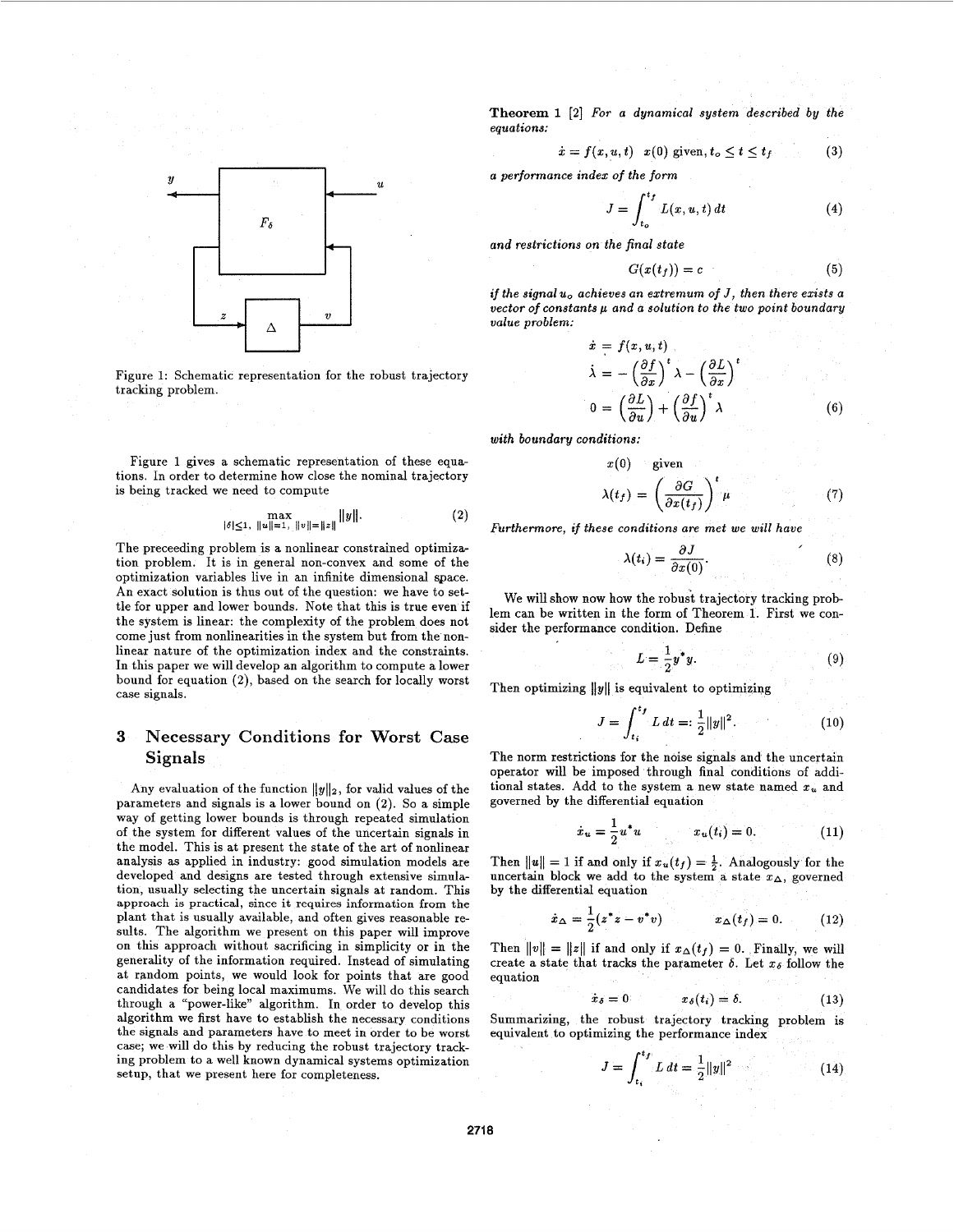Figure 1: Schematic representation for the robust trajectory tracking problem.

Figure 1 gives a schematic representation of these equations. In order to determine how close the nominal trajectory is being tracked we need to compute

$$\max_{|\delta|\leq 1,\ \|u\|=1,\ \|v\|=\|z\|} \|y\|. \tag{2}$$

The preceeding problem is a nonlinear constrained optimization problem. It is in general non-convex and some of the optimization variables live in an infinite dimensional space. An exact solution is thus out of the question: we have to settle for upper and lower bounds. Note that this is true even if the system is linear: the complexity of the problem does not come just from nonlinearities in the system but from the nonlinear nature of the optimization index and the constraints. In this paper we will develop an algorithm to compute a lower bound for equation (2), based on the search for locally worst case signals.

## 3 Necessary Conditions for Worst Case Signals

Any evaluation of the function $\|y\|_2$, for valid values of the parameters and signals is a lower bound on (2). So a simple way of getting lower bounds is through repeated simulation of the system for different values of the uncertain signals in the model. This is at present the state of the art of nonlinear analysis as applied in industry: good simulation models are developed and designs are tested through extensive simulation, usually selecting the uncertain signals at random. This approach is practical, since it requires information from the plant that is usually available, and often gives reasonable results. The algorithm we present on this paper will improve on this approach without sacrificing in simplicity or in the generality of the information required. Instead of simulating at random points, we would look for points that are good candidates for being local maximums. We will do this search through a "power-like" algorithm. In order to develop this algorithm we first have to establish the necessary conditions the signals and parameters have to meet in order to be worst case; we will do this by reducing the robust trajectory tracking problem to a well known dynamical systems optimization setup, that we present here for completeness.

**Theorem 1** [2] *For a dynamical system described by the equations:*

$$\dot{x} = f(x,u,t) \quad x(0) \text{ given}, t_o \leq t \leq t_f \tag{3}$$

*a performance index of the form*

$$J = \int_{t_o}^{t_f} L(x,u,t)\,dt \tag{4}$$

*and restrictions on the final state*

$$G(x(t_f)) = c \tag{5}$$

*if the signal $u_o$ achieves an extremum of $J$, then there exists a vector of constants $\mu$ and a solution to the two point boundary value problem:*

$$\begin{aligned}
\dot{x} &= f(x,u,t) \\
\dot{\lambda} &= -\left(\frac{\partial f}{\partial x}\right)^t \lambda - \left(\frac{\partial L}{\partial x}\right)^t \\
0 &= \left(\frac{\partial L}{\partial u}\right) + \left(\frac{\partial f}{\partial u}\right)^t \lambda
\end{aligned} \tag{6}$$

*with boundary conditions:*

$$\begin{aligned}
&x(0) \quad \text{given} \\
&\lambda(t_f) = \left(\frac{\partial G}{\partial x(t_f)}\right)^t \mu
\end{aligned} \tag{7}$$

*Furthermore, if these conditions are met we will have*

$$\lambda(t_i) = \frac{\partial J}{\partial x(0)}. \tag{8}$$

We will show now how the robust trajectory tracking problem can be written in the form of Theorem 1. First we consider the performance condition. Define

$$L = \frac{1}{2} y^* y. \tag{9}$$

Then optimizing $\|y\|$ is equivalent to optimizing

$$J = \int_{t_i}^{t_f} L\,dt =: \frac{1}{2}\|y\|^2. \tag{10}$$

The norm restrictions for the noise signals and the uncertain operator will be imposed through final conditions of additional states. Add to the system a new state named $x_u$ and governed by the differential equation

$$\dot{x}_u = \frac{1}{2} u^* u \qquad x_u(t_i) = 0. \tag{11}$$

Then $\|u\| = 1$ if and only if $x_u(t_f) = \frac{1}{2}$. Analogously for the uncertain block we add to the system a state $x_\Delta$, governed by the differential equation

$$\dot{x}_\Delta = \frac{1}{2}(z^* z - v^* v) \qquad x_\Delta(t_f) = 0. \tag{12}$$

Then $\|v\| = \|z\|$ if and only if $x_\Delta(t_f) = 0$. Finally, we will create a state that tracks the parameter $\delta$. Let $x_\delta$ follow the equation

$$\dot{x}_\delta = 0 \qquad x_\delta(t_i) = \delta. \tag{13}$$

Summarizing, the robust trajectory tracking problem is equivalent to optimizing the performance index

$$J = \int_{t_i}^{t_f} L\,dt = \frac{1}{2}\|y\|^2 \tag{14}$$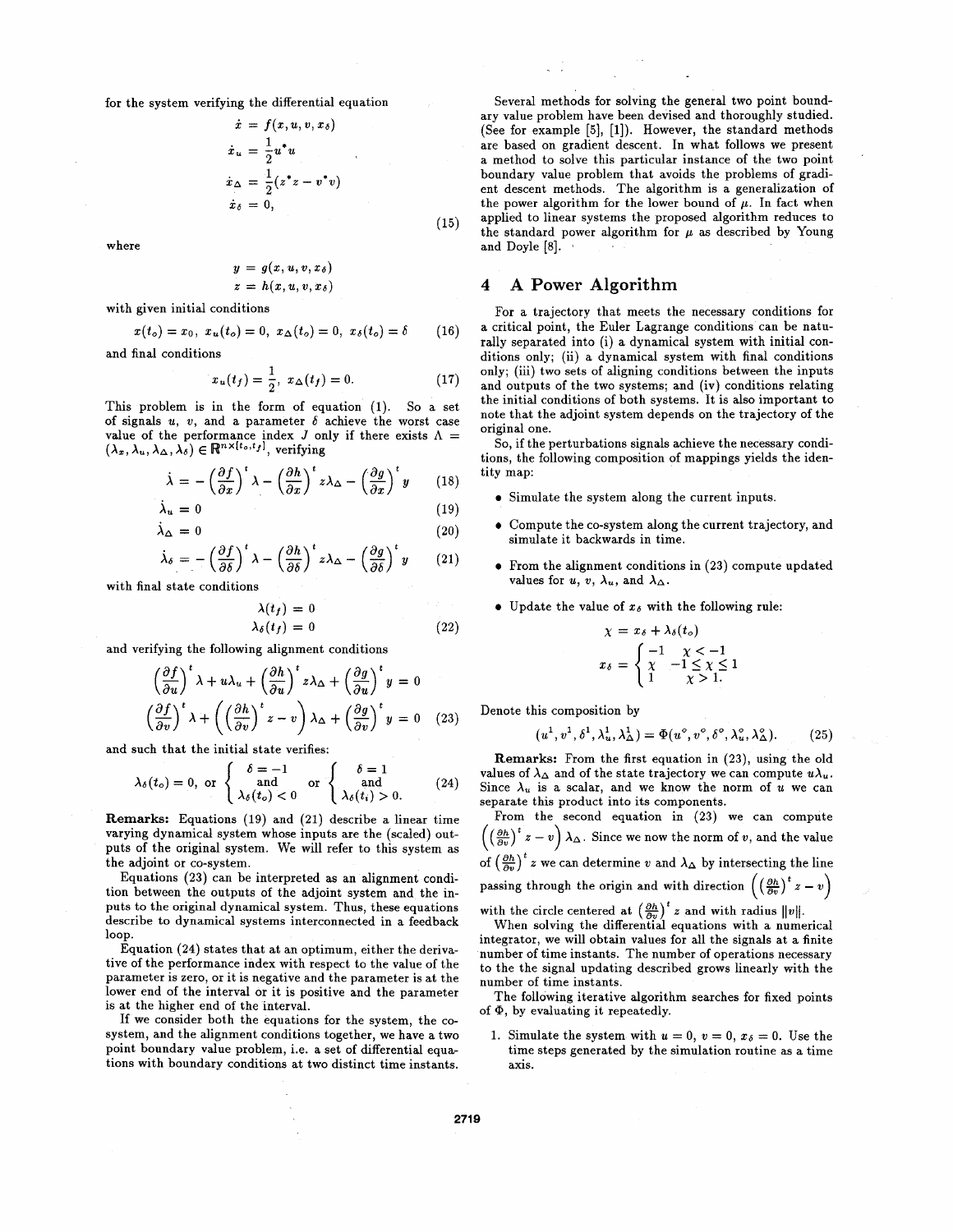for the system verifying the differential equation

$$
\begin{aligned}
\dot{x} &= f(x, u, v, x_\delta) \\
\dot{x}_u &= \frac{1}{2}u^* u \\
\dot{x}_\Delta &= \frac{1}{2}(z^* z - v^* v) \\
\dot{x}_\delta &= 0,
\end{aligned}
\tag{15}
$$

where

$$
\begin{aligned}
y &= g(x, u, v, x_\delta) \\
z &= h(x, u, v, x_\delta)
\end{aligned}
$$

with given initial conditions

$$
x(t_o) = x_o,\ x_u(t_o) = 0,\ x_\Delta(t_o) = 0,\ x_\delta(t_o) = \delta \tag{16}
$$

and final conditions

$$
x_u(t_f) = \frac{1}{2},\ x_\Delta(t_f) = 0. \tag{17}
$$

This problem is in the form of equation (1). So a set of signals $u$, $v$, and a parameter $\delta$ achieve the worst case value of the performance index $J$ only if there exists $\Lambda = (\lambda_x, \lambda_u, \lambda_\Delta, \lambda_\delta) \in \mathbb{R}^{n \times [t_o, t_f]}$, verifying

$$
\dot{\lambda} = -\left(\frac{\partial f}{\partial x}\right)^t \lambda - \left(\frac{\partial h}{\partial x}\right)^t z\lambda_\Delta - \left(\frac{\partial g}{\partial x}\right)^t y \tag{18}
$$

$$
\dot{\lambda}_u = 0 \tag{19}
$$

$$
\dot{\lambda}_\Delta = 0 \tag{20}
$$

$$
\dot{\lambda}_\delta = -\left(\frac{\partial f}{\partial \delta}\right)^t \lambda - \left(\frac{\partial h}{\partial \delta}\right)^t z\lambda_\Delta - \left(\frac{\partial g}{\partial \delta}\right)^t y \tag{21}
$$

with final state conditions

$$
\begin{aligned}
\lambda(t_f) &= 0 \\
\lambda_\delta(t_f) &= 0
\end{aligned}
\tag{22}
$$

and verifying the following alignment conditions

$$
\begin{aligned}
&\left(\frac{\partial f}{\partial u}\right)^t \lambda + u\lambda_u + \left(\frac{\partial h}{\partial u}\right)^t z\lambda_\Delta + \left(\frac{\partial g}{\partial u}\right)^t y = 0 \\
&\left(\frac{\partial f}{\partial v}\right)^t \lambda + \left(\left(\frac{\partial h}{\partial v}\right)^t z - v\right)\lambda_\Delta + \left(\frac{\partial g}{\partial v}\right)^t y = 0
\end{aligned}
\tag{23}
$$

and such that the initial state verifies:

$$
\lambda_\delta(t_o) = 0, \text{ or } \left\{ \begin{array}{c} \delta = -1 \\ \text{and} \\ \lambda_\delta(t_o) < 0 \end{array} \right. \text{ or } \left\{ \begin{array}{c} \delta = 1 \\ \text{and} \\ \lambda_\delta(t_i) > 0. \end{array} \right. \tag{24}
$$

**Remarks:** Equations (19) and (21) describe a linear time varying dynamical system whose inputs are the (scaled) outputs of the original system. We will refer to this system as the adjoint or co-system.

Equations (23) can be interpreted as an alignment condition between the outputs of the adjoint system and the inputs to the original dynamical system. Thus, these equations describe to dynamical systems interconnected in a feedback loop.

Equation (24) states that at an optimum, either the derivative of the performance index with respect to the value of the parameter is zero, or it is negative and the parameter is at the lower end of the interval or it is positive and the parameter is at the higher end of the interval.

If we consider both the equations for the system, the co-system, and the alignment conditions together, we have a two point boundary value problem, i.e. a set of differential equations with boundary conditions at two distinct time instants.

Several methods for solving the general two point boundary value problem have been devised and thoroughly studied. (See for example [5], [1]). However, the standard methods are based on gradient descent. In what follows we present a method to solve this particular instance of the two point boundary value problem that avoids the problems of gradient descent methods. The algorithm is a generalization of the power algorithm for the lower bound of $\mu$. In fact when applied to linear systems the proposed algorithm reduces to the standard power algorithm for $\mu$ as described by Young and Doyle [8].

## 4 A Power Algorithm

For a trajectory that meets the necessary conditions for a critical point, the Euler Lagrange conditions can be naturally separated into (i) a dynamical system with initial conditions only; (ii) a dynamical system with final conditions only; (iii) two sets of aligning conditions between the inputs and outputs of the two systems; and (iv) conditions relating the initial conditions of both systems. It is also important to note that the adjoint system depends on the trajectory of the original one.

So, if the perturbations signals achieve the necessary conditions, the following composition of mappings yields the identity map:

- Simulate the system along the current inputs.
- Compute the co-system along the current trajectory, and simulate it backwards in time.
- From the alignment conditions in (23) compute updated values for $u$, $v$, $\lambda_u$, and $\lambda_\Delta$.
- Update the value of $x_\delta$ with the following rule:

$$
\chi = x_\delta + \lambda_\delta(t_o)
$$

$$
x_\delta = \left\{ \begin{array}{ll} -1 & \chi < -1 \\ \chi & -1 \leq \chi \leq 1 \\ 1 & \chi > 1. \end{array} \right.
$$

Denote this composition by

$$
(u^1, v^1, \delta^1, \lambda_u^1, \lambda_\Delta^1) = \Phi(u^\circ, v^\circ, \delta^\circ, \lambda_u^\circ, \lambda_\Delta^\circ). \tag{25}
$$

**Remarks:** From the first equation in (23), using the old values of $\lambda_\Delta$ and of the state trajectory we can compute $u\lambda_u$. Since $\lambda_u$ is a scalar, and we know the norm of $u$ we can separate this product into its components.

From the second equation in (23) we can compute $\left(\left(\frac{\partial h}{\partial v}\right)^t z - v\right)\lambda_\Delta$. Since we now the norm of $v$, and the value of $\left(\frac{\partial h}{\partial v}\right)^t z$ we can determine $v$ and $\lambda_\Delta$ by intersecting the line passing through the origin and with direction $\left(\left(\frac{\partial h}{\partial v}\right)^t z - v\right)$ with the circle centered at $\left(\frac{\partial h}{\partial v}\right)^t z$ and with radius $\|v\|$.

When solving the differential equations with a numerical integrator, we will obtain values for all the signals at a finite number of time instants. The number of operations necessary to the the signal updating described grows linearly with the number of time instants.

The following iterative algorithm searches for fixed points of $\Phi$, by evaluating it repeatedly.

1. Simulate the system with $u = 0$, $v = 0$, $x_\delta = 0$. Use the time steps generated by the simulation routine as a time axis.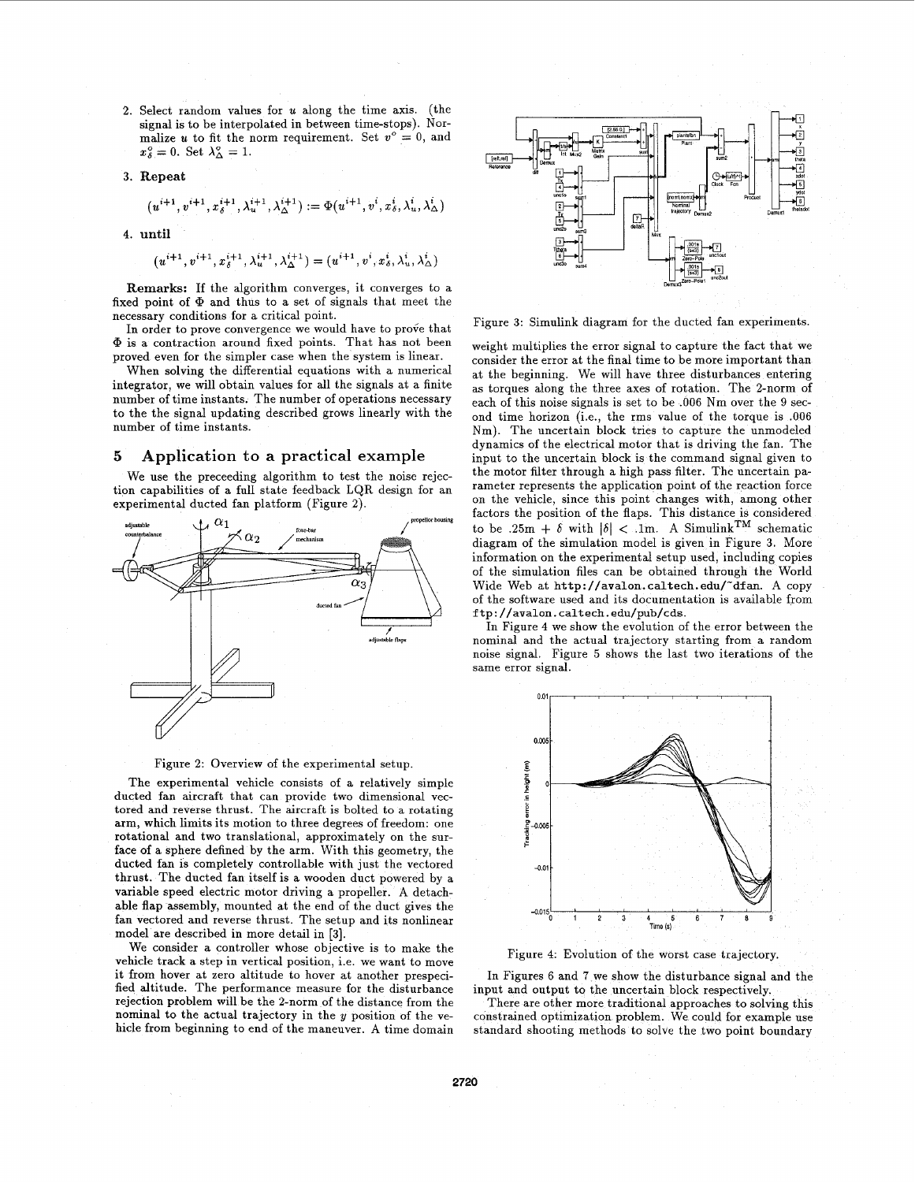2. Select random values for $u$ along the time axis. (the signal is to be interpolated in between time-stops). Normalize $u$ to fit the norm requirement. Set $v^o = 0$, and $x_\delta^o = 0$. Set $\lambda_\Delta^o = 1$.

3. **Repeat**

$$(u^{i+1}, v^{i+1}, x_\delta^{i+1}, \lambda_u^{i+1}, \lambda_\Delta^{i+1}) := \Phi(u^{i+1}, v^i, x_\delta^i, \lambda_u^i, \lambda_\Delta^i)$$

4. **until**

$$(u^{i+1}, v^{i+1}, x_\delta^{i+1}, \lambda_u^{i+1}, \lambda_\Delta^{i+1}) = (u^{i+1}, v^i, x_\delta^i, \lambda_u^i, \lambda_\Delta^i)$$

**Remarks:** If the algorithm converges, it converges to a fixed point of $\Phi$ and thus to a set of signals that meet the necessary conditions for a critical point.

In order to prove convergence we would have to prove that $\Phi$ is a contraction around fixed points. That has not been proved even for the simpler case when the system is linear.

When solving the differential equations with a numerical integrator, we will obtain values for all the signals at a finite number of time instants. The number of operations necessary to the the signal updating described grows linearly with the number of time instants.

## 5 Application to a practical example

We use the preceeding algorithm to test the noise rejection capabilities of a full state feedback LQR design for an experimental ducted fan platform (Figure 2).

Figure 2: Overview of the experimental setup.

The experimental vehicle consists of a relatively simple ducted fan aircraft that can provide two dimensional vectored and reverse thrust. The aircraft is bolted to a rotating arm, which limits its motion to three degrees of freedom: one rotational and two translational, approximately on the surface of a sphere defined by the arm. With this geometry, the ducted fan is completely controllable with just the vectored thrust. The ducted fan itself is a wooden duct powered by a variable speed electric motor driving a propeller. A detachable flap assembly, mounted at the end of the duct gives the fan vectored and reverse thrust. The setup and its nonlinear model are described in more detail in [3].

We consider a controller whose objective is to make the vehicle track a step in vertical position, i.e. we want to move it from hover at zero altitude to hover at another prespecified altitude. The performance measure for the disturbance rejection problem will be the 2-norm of the distance from the nominal to the actual trajectory in the $y$ position of the vehicle from beginning to end of the maneuver. A time domain weight multiplies the error signal to capture the fact that we consider the error at the final time to be more important than at the beginning. We will have three disturbances entering as torques along the three axes of rotation. The 2-norm of each of this noise signals is set to be .006 Nm over the 9 second time horizon (i.e., the rms value of the torque is .006 Nm). The uncertain block tries to capture the unmodeled dynamics of the electrical motor that is driving the fan. The input to the uncertain block is the command signal given to the motor filter through a high pass filter. The uncertain parameter represents the application point of the reaction force on the vehicle, since this point changes with, among other factors the position of the flaps. This distance is considered to be .25m + $\delta$ with $|\delta| < .1$m. A Simulink™ schematic diagram of the simulation model is given in Figure 3. More information on the experimental setup used, including copies of the simulation files can be obtained through the World Wide Web at `http://avalon.caltech.edu/~dfan`. A copy of the software used and its documentation is available from `ftp://avalon.caltech.edu/pub/cds`.

Figure 3: Simulink diagram for the ducted fan experiments.

In Figure 4 we show the evolution of the error between the nominal and the actual trajectory starting from a random noise signal. Figure 5 shows the last two iterations of the same error signal.

Figure 4: Evolution of the worst case trajectory.

In Figures 6 and 7 we show the disturbance signal and the input and output to the uncertain block respectively.

There are other more traditional approaches to solving this constrained optimization problem. We could for example use standard shooting methods to solve the two point boundary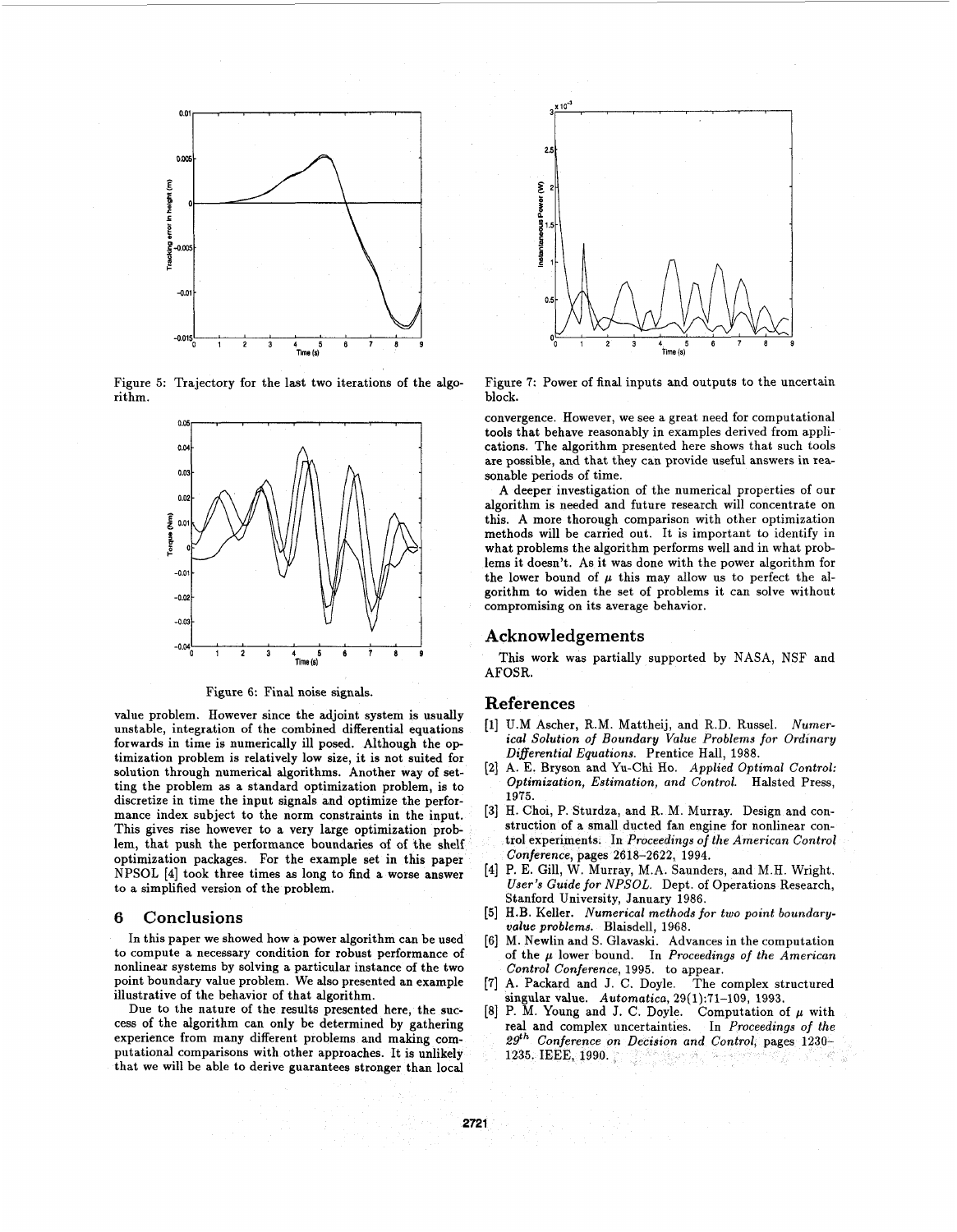0.01
0.005
0
-0.005
-0.01
-0.015
Tracking error in height (m)
0 1 2 3 4 5 6 7 8 9
Time (s)

Figure 5: Trajectory for the last two iterations of the algorithm.

0.05
0.04
0.03
0.02
0.01
0
-0.01
-0.02
-0.03
-0.04
Torque (Nm)
0 1 2 3 4 5 6 7 8 9
Time (s)

Figure 6: Final noise signals.

value problem. However since the adjoint system is usually unstable, integration of the combined differential equations forwards in time is numerically ill posed. Although the optimization problem is relatively low size, it is not suited for solution through numerical algorithms. Another way of setting the problem as a standard optimization problem, is to discretize in time the input signals and optimize the performance index subject to the norm constraints in the input. This gives rise however to a very large optimization problem, that push the performance boundaries of of the shelf optimization packages. For the example set in this paper NPSOL [4] took three times as long to find a worse answer to a simplified version of the problem.

## 6 Conclusions

In this paper we showed how a power algorithm can be used to compute a necessary condition for robust performance of nonlinear systems by solving a particular instance of the two point boundary value problem. We also presented an example illustrative of the behavior of that algorithm.

Due to the nature of the results presented here, the success of the algorithm can only be determined by gathering experience from many different problems and making computational comparisons with other approaches. It is unlikely that we will be able to derive guarantees stronger than local convergence. However, we see a great need for computational tools that behave reasonably in examples derived from applications. The algorithm presented here shows that such tools are possible, and that they can provide useful answers in reasonable periods of time.

A deeper investigation of the numerical properties of our algorithm is needed and future research will concentrate on this. A more thorough comparison with other optimization methods will be carried out. It is important to identify in what problems the algorithm performs well and in what problems it doesn't. As it was done with the power algorithm for the lower bound of $\mu$ this may allow us to perfect the algorithm to widen the set of problems it can solve without compromising on its average behavior.

$3 \times 10^{-3}$
2.5
2
1.5
1
0.5
0
Instantaneous Power (W)
0 1 2 3 4 5 6 7 8 9
Time (s)

Figure 7: Power of final inputs and outputs to the uncertain block.

## Acknowledgements

This work was partially supported by NASA, NSF and AFOSR.

## References

[1] U.M Ascher, R.M. Mattheij, and R.D. Russel. *Numerical Solution of Boundary Value Problems for Ordinary Differential Equations*. Prentice Hall, 1988.

[2] A. E. Bryson and Yu-Chi Ho. *Applied Optimal Control: Optimization, Estimation, and Control.* Halsted Press, 1975.

[3] H. Choi, P. Sturdza, and R. M. Murray. Design and construction of a small ducted fan engine for nonlinear control experiments. In *Proceedings of the American Control Conference*, pages 2618–2622, 1994.

[4] P. E. Gill, W. Murray, M.A. Saunders, and M.H. Wright. *User's Guide for NPSOL*. Dept. of Operations Research, Stanford University, January 1986.

[5] H.B. Keller. *Numerical methods for two point boundary-value problems.* Blaisdell, 1968.

[6] M. Newlin and S. Glavaski. Advances in the computation of the $\mu$ lower bound. In *Proceedings of the American Control Conference*, 1995. to appear.

[7] A. Packard and J. C. Doyle. The complex structured singular value. *Automatica*, 29(1):71–109, 1993.

[8] P. M. Young and J. C. Doyle. Computation of $\mu$ with real and complex uncertainties. In *Proceedings of the 29th Conference on Decision and Control*, pages 1230–1235. IEEE, 1990.